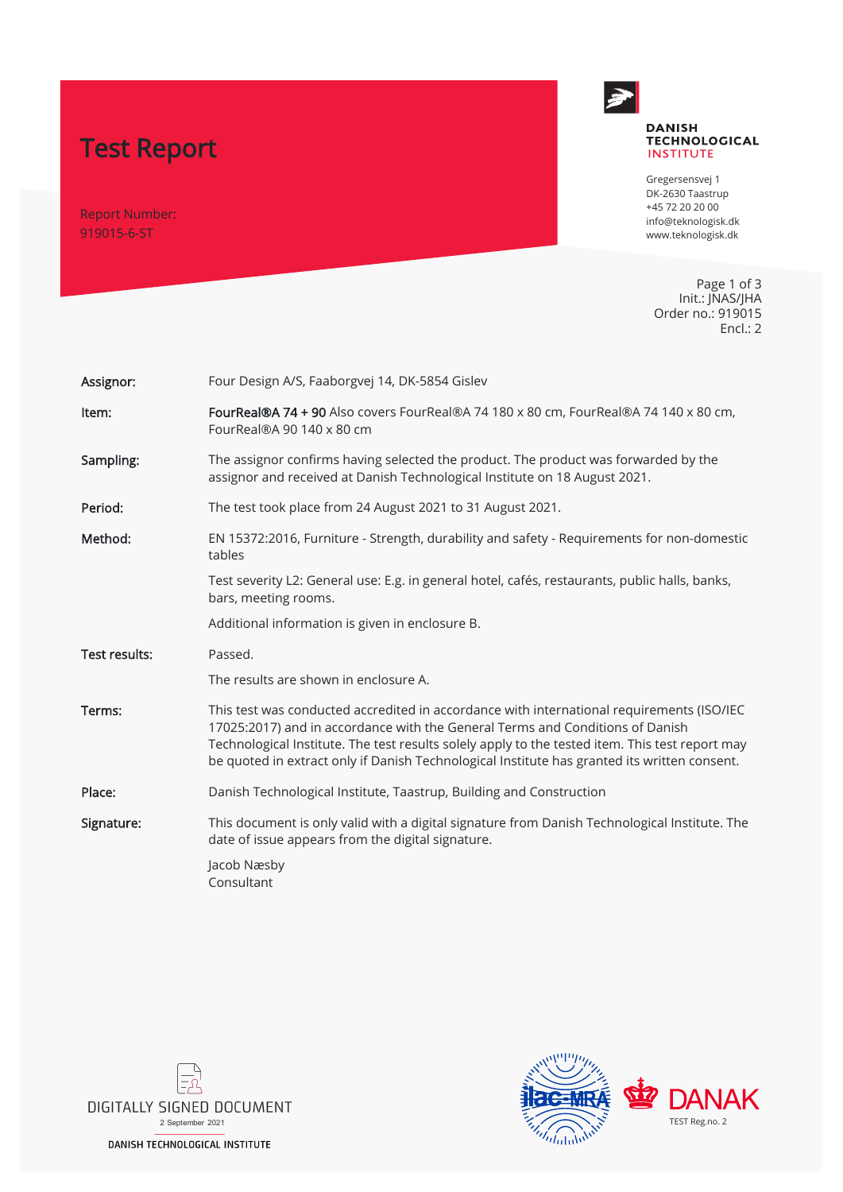# Test Report

Report Number:
919015-6-ST

**DANISH TECHNOLOGICAL INSTITUTE**

Gregersensvej 1
DK-2630 Taastrup
+45 72 20 20 00
info@teknologisk.dk
www.teknologisk.dk

Init.: JNAS/JHA
Order no.: 919015
Encl.: 2

| | |
|---|---|
| **Assignor:** | Four Design A/S, Faaborgvej 14, DK-5854 Gislev |
| **Item:** | **FourReal®A 74 + 90** Also covers FourReal®A 74 180 x 80 cm, FourReal®A 74 140 x 80 cm, FourReal®A 90 140 x 80 cm |
| **Sampling:** | The assignor confirms having selected the product. The product was forwarded by the assignor and received at Danish Technological Institute on 18 August 2021. |
| **Period:** | The test took place from 24 August 2021 to 31 August 2021. |
| **Method:** | EN 15372:2016, Furniture - Strength, durability and safety - Requirements for non-domestic tables<br><br>Test severity L2: General use: E.g. in general hotel, cafés, restaurants, public halls, banks, bars, meeting rooms.<br><br>Additional information is given in enclosure B. |
| **Test results:** | Passed.<br><br>The results are shown in enclosure A. |
| **Terms:** | This test was conducted accredited in accordance with international requirements (ISO/IEC 17025:2017) and in accordance with the General Terms and Conditions of Danish Technological Institute. The test results solely apply to the tested item. This test report may be quoted in extract only if Danish Technological Institute has granted its written consent. |
| **Place:** | Danish Technological Institute, Taastrup, Building and Construction |
| **Signature:** | This document is only valid with a digital signature from Danish Technological Institute. The date of issue appears from the digital signature.<br><br>Jacob Næsby<br>Consultant |

DIGITALLY SIGNED DOCUMENT
2 September 2021
DANISH TECHNOLOGICAL INSTITUTE

ilac-MRA

DANAK
TEST Reg.no. 2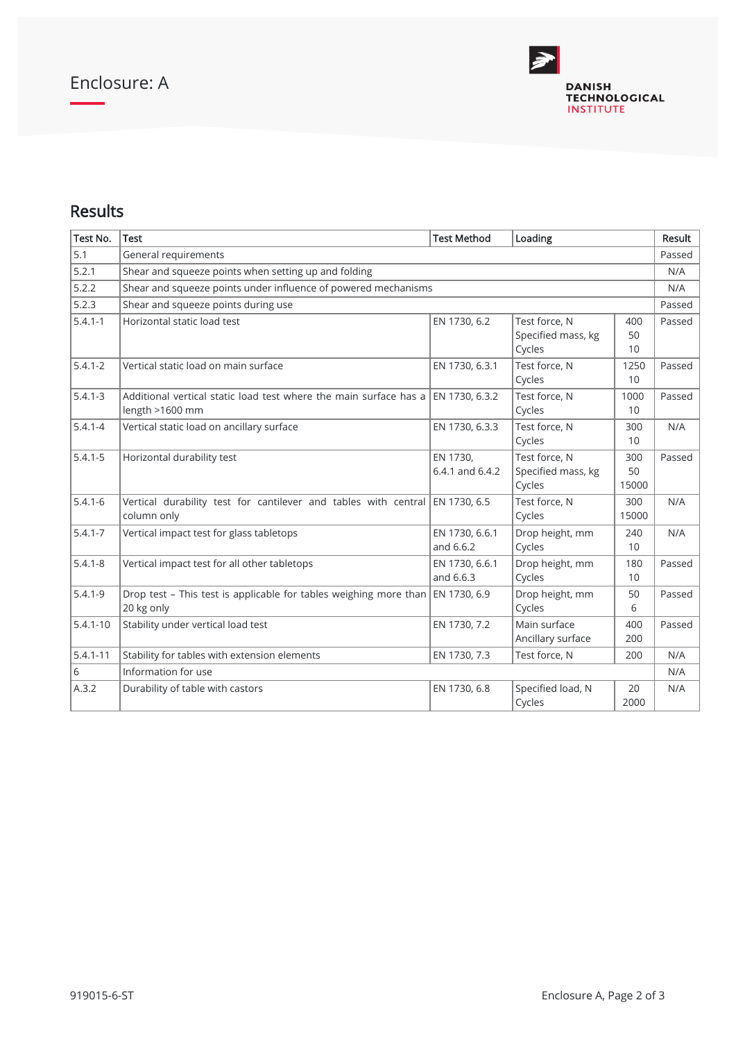Enclosure: A

DANISH TECHNOLOGICAL INSTITUTE

## Results

| Test No. | Test | Test Method | Loading | | Result |
|---|---|---|---|---|---|
| 5.1 | General requirements | | | | Passed |
| 5.2.1 | Shear and squeeze points when setting up and folding | | | | N/A |
| 5.2.2 | Shear and squeeze points under influence of powered mechanisms | | | | N/A |
| 5.2.3 | Shear and squeeze points during use | | | | Passed |
| 5.4.1-1 | Horizontal static load test | EN 1730, 6.2 | Test force, N<br>Specified mass, kg<br>Cycles | 400<br>50<br>10 | Passed |
| 5.4.1-2 | Vertical static load on main surface | EN 1730, 6.3.1 | Test force, N<br>Cycles | 1250<br>10 | Passed |
| 5.4.1-3 | Additional vertical static load test where the main surface has a length >1600 mm | EN 1730, 6.3.2 | Test force, N<br>Cycles | 1000<br>10 | Passed |
| 5.4.1-4 | Vertical static load on ancillary surface | EN 1730, 6.3.3 | Test force, N<br>Cycles | 300<br>10 | N/A |
| 5.4.1-5 | Horizontal durability test | EN 1730,<br>6.4.1 and 6.4.2 | Test force, N<br>Specified mass, kg<br>Cycles | 300<br>50<br>15000 | Passed |
| 5.4.1-6 | Vertical durability test for cantilever and tables with central column only | EN 1730, 6.5 | Test force, N<br>Cycles | 300<br>15000 | N/A |
| 5.4.1-7 | Vertical impact test for glass tabletops | EN 1730, 6.6.1 and 6.6.2 | Drop height, mm<br>Cycles | 240<br>10 | N/A |
| 5.4.1-8 | Vertical impact test for all other tabletops | EN 1730, 6.6.1 and 6.6.3 | Drop height, mm<br>Cycles | 180<br>10 | Passed |
| 5.4.1-9 | Drop test – This test is applicable for tables weighing more than 20 kg only | EN 1730, 6.9 | Drop height, mm<br>Cycles | 50<br>6 | Passed |
| 5.4.1-10 | Stability under vertical load test | EN 1730, 7.2 | Main surface<br>Ancillary surface | 400<br>200 | Passed |
| 5.4.1-11 | Stability for tables with extension elements | EN 1730, 7.3 | Test force, N | 200 | N/A |
| 6 | Information for use | | | | N/A |
| A.3.2 | Durability of table with castors | EN 1730, 6.8 | Specified load, N<br>Cycles | 20<br>2000 | N/A |

919015-6-ST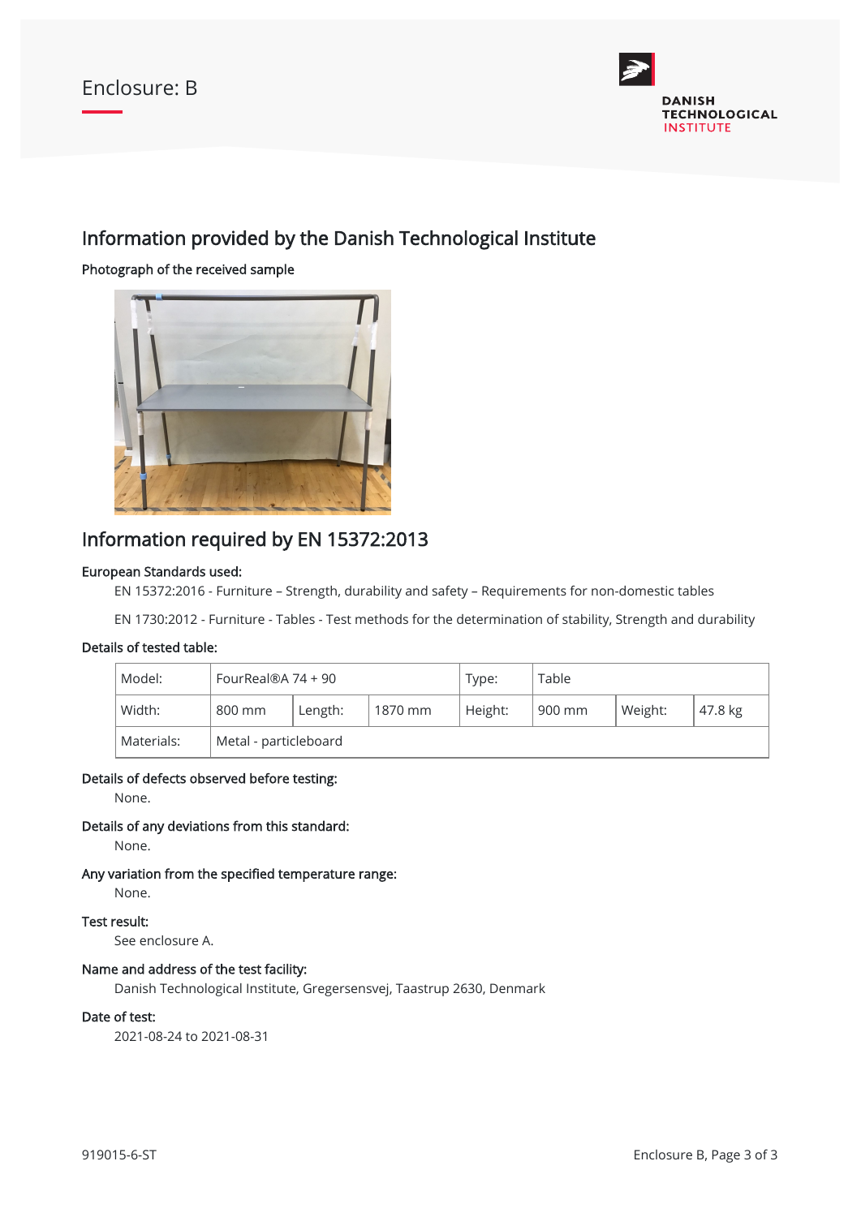Enclosure: B

DANISH TECHNOLOGICAL INSTITUTE

# Information provided by the Danish Technological Institute

**Photograph of the received sample**

# Information required by EN 15372:2013

**European Standards used:**

EN 15372:2016 - Furniture – Strength, durability and safety – Requirements for non-domestic tables

EN 1730:2012 - Furniture - Tables - Test methods for the determination of stability, Strength and durability

**Details of tested table:**

| | | | | | | | |
|---|---|---|---|---|---|---|---|
| Model: | FourReal®A 74 + 90 | | | Type: | Table | | |
| Width: | 800 mm | Length: | 1870 mm | Height: | 900 mm | Weight: | 47.8 kg |
| Materials: | Metal - particleboard | | | | | | |

**Details of defects observed before testing:**

None.

**Details of any deviations from this standard:**

None.

**Any variation from the specified temperature range:**

None.

**Test result:**

See enclosure A.

**Name and address of the test facility:**

Danish Technological Institute, Gregersensvej, Taastrup 2630, Denmark

**Date of test:**

2021-08-24 to 2021-08-31

919015-6-ST